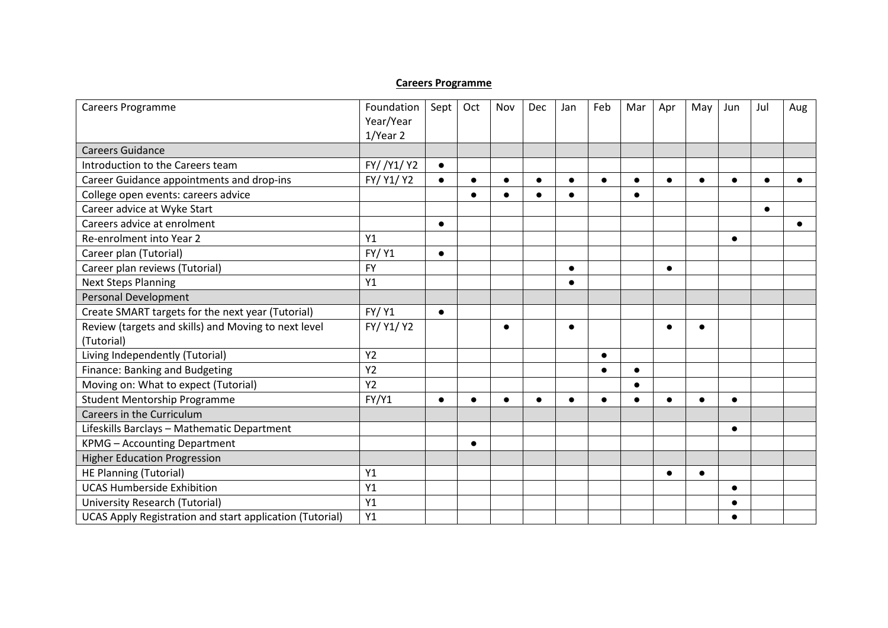**Careers Programme**

| Careers Programme | Foundation Year/Year 1/Year 2 | Sept | Oct | Nov | Dec | Jan | Feb | Mar | Apr | May | Jun | Jul | Aug |
|---|---|---|---|---|---|---|---|---|---|---|---|---|---|
| Careers Guidance | | | | | | | | | | | | | |
| Introduction to the Careers team | FY/ /Y1/ Y2 | ● | | | | | | | | | | | |
| Career Guidance appointments and drop-ins | FY/ Y1/ Y2 | ● | ● | ● | ● | ● | ● | ● | ● | ● | ● | ● | ● |
| College open events: careers advice | | | ● | ● | ● | ● | | ● | | | | | |
| Career advice at Wyke Start | | | | | | | | | | | | ● | |
| Careers advice at enrolment | | ● | | | | | | | | | | | ● |
| Re-enrolment into Year 2 | Y1 | | | | | | | | | | ● | | |
| Career plan (Tutorial) | FY/ Y1 | ● | | | | | | | | | | | |
| Career plan reviews (Tutorial) | FY | | | | | ● | | | ● | | | | |
| Next Steps Planning | Y1 | | | | | ● | | | | | | | |
| Personal Development | | | | | | | | | | | | | |
| Create SMART targets for the next year (Tutorial) | FY/ Y1 | ● | | | | | | | | | | | |
| Review (targets and skills) and Moving to next level (Tutorial) | FY/ Y1/ Y2 | | | ● | | ● | | | ● | ● | | | |
| Living Independently (Tutorial) | Y2 | | | | | | ● | | | | | | |
| Finance: Banking and Budgeting | Y2 | | | | | | ● | ● | | | | | |
| Moving on: What to expect (Tutorial) | Y2 | | | | | | | ● | | | | | |
| Student Mentorship Programme | FY/Y1 | ● | ● | ● | ● | ● | ● | ● | ● | ● | ● | | |
| Careers in the Curriculum | | | | | | | | | | | | | |
| Lifeskills Barclays – Mathematic Department | | | | | | | | | | | ● | | |
| KPMG – Accounting Department | | | ● | | | | | | | | | | |
| Higher Education Progression | | | | | | | | | | | | | |
| HE Planning (Tutorial) | Y1 | | | | | | | | ● | ● | | | |
| UCAS Humberside Exhibition | Y1 | | | | | | | | | | ● | | |
| University Research (Tutorial) | Y1 | | | | | | | | | | ● | | |
| UCAS Apply Registration and start application (Tutorial) | Y1 | | | | | | | | | | ● | | |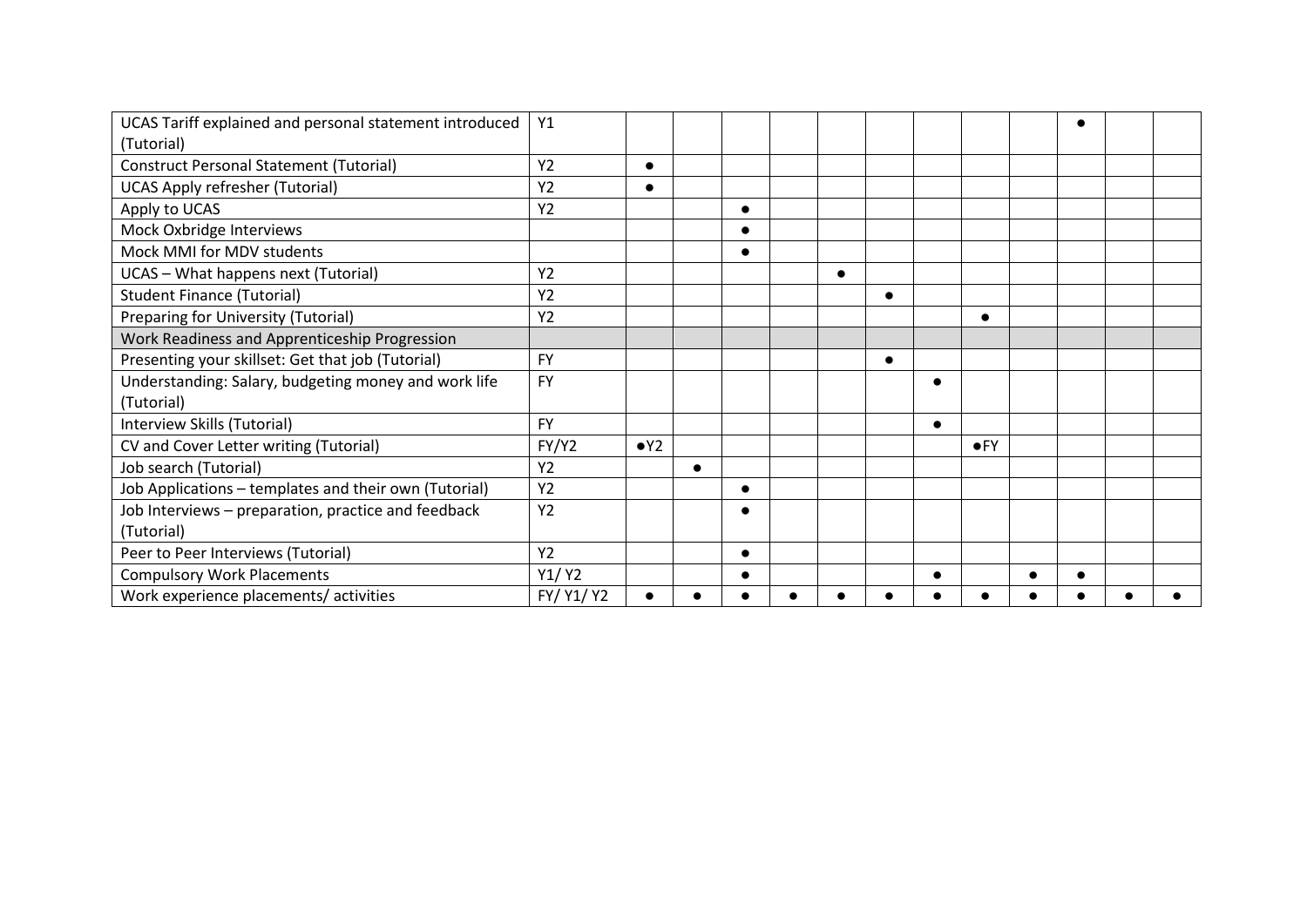| | | | | | | | | | | | | | |
|---|---|---|---|---|---|---|---|---|---|---|---|---|---|
| UCAS Tariff explained and personal statement introduced (Tutorial) | Y1 | | | | | | | | | | ● | | |
| Construct Personal Statement (Tutorial) | Y2 | ● | | | | | | | | | | | |
| UCAS Apply refresher (Tutorial) | Y2 | ● | | | | | | | | | | | |
| Apply to UCAS | Y2 | | | ● | | | | | | | | | |
| Mock Oxbridge Interviews | | | | ● | | | | | | | | | |
| Mock MMI for MDV students | | | | ● | | | | | | | | | |
| UCAS – What happens next (Tutorial) | Y2 | | | | | ● | | | | | | | |
| Student Finance (Tutorial) | Y2 | | | | | | ● | | | | | | |
| Preparing for University (Tutorial) | Y2 | | | | | | | | ● | | | | |
| Work Readiness and Apprenticeship Progression | | | | | | | | | | | | | |
| Presenting your skillset: Get that job (Tutorial) | FY | | | | | | ● | | | | | | |
| Understanding: Salary, budgeting money and work life (Tutorial) | FY | | | | | | | ● | | | | | |
| Interview Skills (Tutorial) | FY | | | | | | | ● | | | | | |
| CV and Cover Letter writing (Tutorial) | FY/Y2 | ●Y2 | | | | | | | ●FY | | | | |
| Job search (Tutorial) | Y2 | | ● | | | | | | | | | | |
| Job Applications – templates and their own (Tutorial) | Y2 | | | ● | | | | | | | | | |
| Job Interviews – preparation, practice and feedback (Tutorial) | Y2 | | | ● | | | | | | | | | |
| Peer to Peer Interviews (Tutorial) | Y2 | | | ● | | | | | | | | | |
| Compulsory Work Placements | Y1/ Y2 | | | ● | | | | ● | | ● | ● | | |
| Work experience placements/ activities | FY/ Y1/ Y2 | ● | ● | ● | ● | ● | ● | ● | ● | ● | ● | ● | ● |